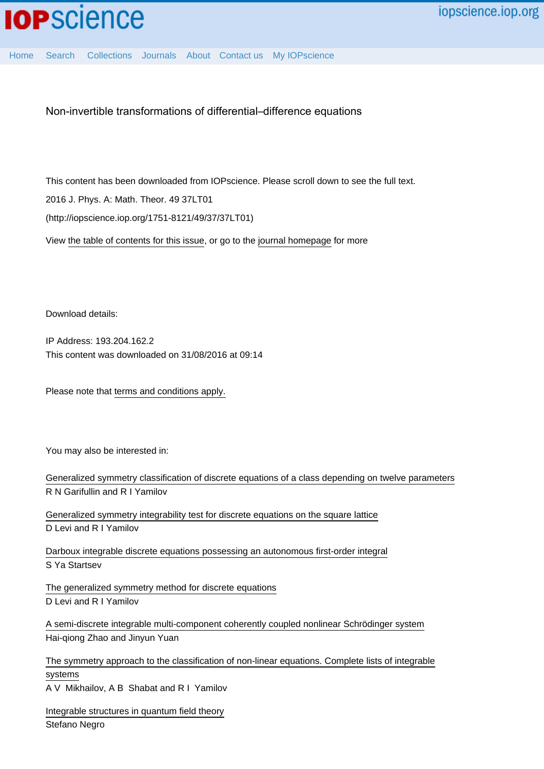# Non-invertible transformations of differential–difference equations

This content has been downloaded from IOPscience. Please scroll down to see the full text.

2016 J. Phys. A: Math. Theor. 49 37LT01

(http://iopscience.iop.org/1751-8121/49/37/37LT01)

View the table of contents for this issue, or go to the journal homepage for more

Download details:

IP Address: 193.204.162.2

This content was downloaded on 31/08/2016 at 09:14

Please note that terms and conditions apply.

You may also be interested in:

Generalized symmetry classification of discrete equations of a class depending on twelve parameters
R N Garifullin and R I Yamilov

Generalized symmetry integrability test for discrete equations on the square lattice
D Levi and R I Yamilov

Darboux integrable discrete equations possessing an autonomous first-order integral
S Ya Startsev

The generalized symmetry method for discrete equations
D Levi and R I Yamilov

A semi-discrete integrable multi-component coherently coupled nonlinear Schrödinger system
Hai-qiong Zhao and Jinyun Yuan

The symmetry approach to the classification of non-linear equations. Complete lists of integrable systems
A V Mikhailov, A B Shabat and R I Yamilov

Integrable structures in quantum field theory
Stefano Negro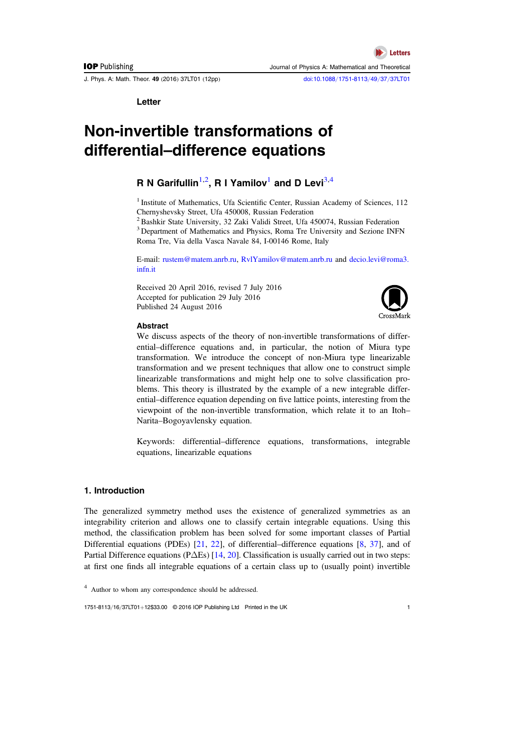Letter

# Non-invertible transformations of differential–difference equations

## R N Garifullin[1,2], R I Yamilov[1] and D Levi[3,4]

[1] Institute of Mathematics, Ufa Scientific Center, Russian Academy of Sciences, 112 Chernyshevsky Street, Ufa 450008, Russian Federation
[2] Bashkir State University, 32 Zaki Validi Street, Ufa 450074, Russian Federation
[3] Department of Mathematics and Physics, Roma Tre University and Sezione INFN Roma Tre, Via della Vasca Navale 84, I-00146 Rome, Italy

E-mail: rustem@matem.anrb.ru, RvlYamilov@matem.anrb.ru and decio.levi@roma3.infn.it

Received 20 April 2016, revised 7 July 2016
Accepted for publication 29 July 2016
Published 24 August 2016

### Abstract

We discuss aspects of the theory of non-invertible transformations of differential–difference equations and, in particular, the notion of Miura type transformation. We introduce the concept of non-Miura type linearizable transformation and we present techniques that allow one to construct simple linearizable transformations and might help one to solve classification problems. This theory is illustrated by the example of a new integrable differential–difference equation depending on five lattice points, interesting from the viewpoint of the non-invertible transformation, which relate it to an Itoh–Narita–Bogoyavlensky equation.

Keywords: differential–difference equations, transformations, integrable equations, linearizable equations

## 1. Introduction

The generalized symmetry method uses the existence of generalized symmetries as an integrability criterion and allows one to classify certain integrable equations. Using this method, the classification problem has been solved for some important classes of Partial Differential equations (PDEs) [21, 22], of differential–difference equations [8, 37], and of Partial Difference equations (P$\Delta$Es) [14, 20]. Classification is usually carried out in two steps: at first one finds all integrable equations of a certain class up to (usually point) invertible

[4] Author to whom any correspondence should be addressed.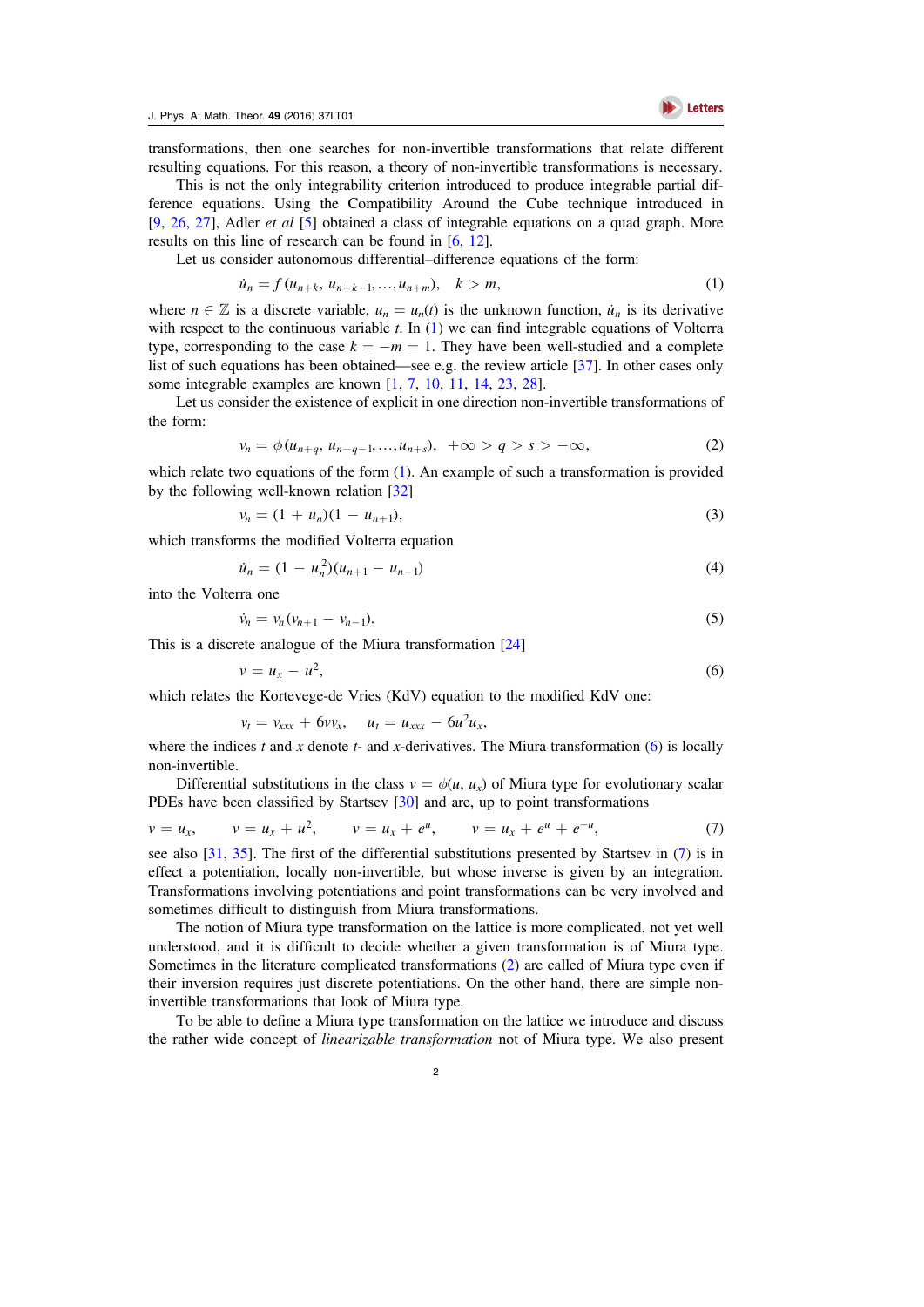transformations, then one searches for non-invertible transformations that relate different resulting equations. For this reason, a theory of non-invertible transformations is necessary.

This is not the only integrability criterion introduced to produce integrable partial difference equations. Using the Compatibility Around the Cube technique introduced in [9, 26, 27], Adler *et al* [5] obtained a class of integrable equations on a quad graph. More results on this line of research can be found in [6, 12].

Let us consider autonomous differential–difference equations of the form:

$$\dot{u}_n = f(u_{n+k}, u_{n+k-1}, \ldots, u_{n+m}), \quad k > m, \tag{1}$$

where $n \in \mathbb{Z}$ is a discrete variable, $u_n = u_n(t)$ is the unknown function, $\dot{u}_n$ is its derivative with respect to the continuous variable $t$. In (1) we can find integrable equations of Volterra type, corresponding to the case $k = -m = 1$. They have been well-studied and a complete list of such equations has been obtained—see e.g. the review article [37]. In other cases only some integrable examples are known [1, 7, 10, 11, 14, 23, 28].

Let us consider the existence of explicit in one direction non-invertible transformations of the form:

$$v_n = \phi(u_{n+q}, u_{n+q-1}, \ldots, u_{n+s}), \quad +\infty > q > s > -\infty, \tag{2}$$

which relate two equations of the form (1). An example of such a transformation is provided by the following well-known relation [32]

$$v_n = (1 + u_n)(1 - u_{n+1}), \tag{3}$$

which transforms the modified Volterra equation

$$\dot{u}_n = (1 - u_n^2)(u_{n+1} - u_{n-1}) \tag{4}$$

into the Volterra one

$$\dot{v}_n = v_n(v_{n+1} - v_{n-1}). \tag{5}$$

This is a discrete analogue of the Miura transformation [24]

$$v = u_x - u^2, \tag{6}$$

which relates the Kortevege-de Vries (KdV) equation to the modified KdV one:

$$v_t = v_{xxx} + 6vv_x, \quad u_t = u_{xxx} - 6u^2u_x,$$

where the indices $t$ and $x$ denote $t$- and $x$-derivatives. The Miura transformation (6) is locally non-invertible.

Differential substitutions in the class $v = \phi(u, u_x)$ of Miura type for evolutionary scalar PDEs have been classified by Startsev [30] and are, up to point transformations

$$v = u_x, \qquad v = u_x + u^2, \qquad v = u_x + e^u, \qquad v = u_x + e^u + e^{-u}, \tag{7}$$

see also [31, 35]. The first of the differential substitutions presented by Startsev in (7) is in effect a potentiation, locally non-invertible, but whose inverse is given by an integration. Transformations involving potentiations and point transformations can be very involved and sometimes difficult to distinguish from Miura transformations.

The notion of Miura type transformation on the lattice is more complicated, not yet well understood, and it is difficult to decide whether a given transformation is of Miura type. Sometimes in the literature complicated transformations (2) are called of Miura type even if their inversion requires just discrete potentiations. On the other hand, there are simple non-invertible transformations that look of Miura type.

To be able to define a Miura type transformation on the lattice we introduce and discuss the rather wide concept of *linearizable transformation* not of Miura type. We also present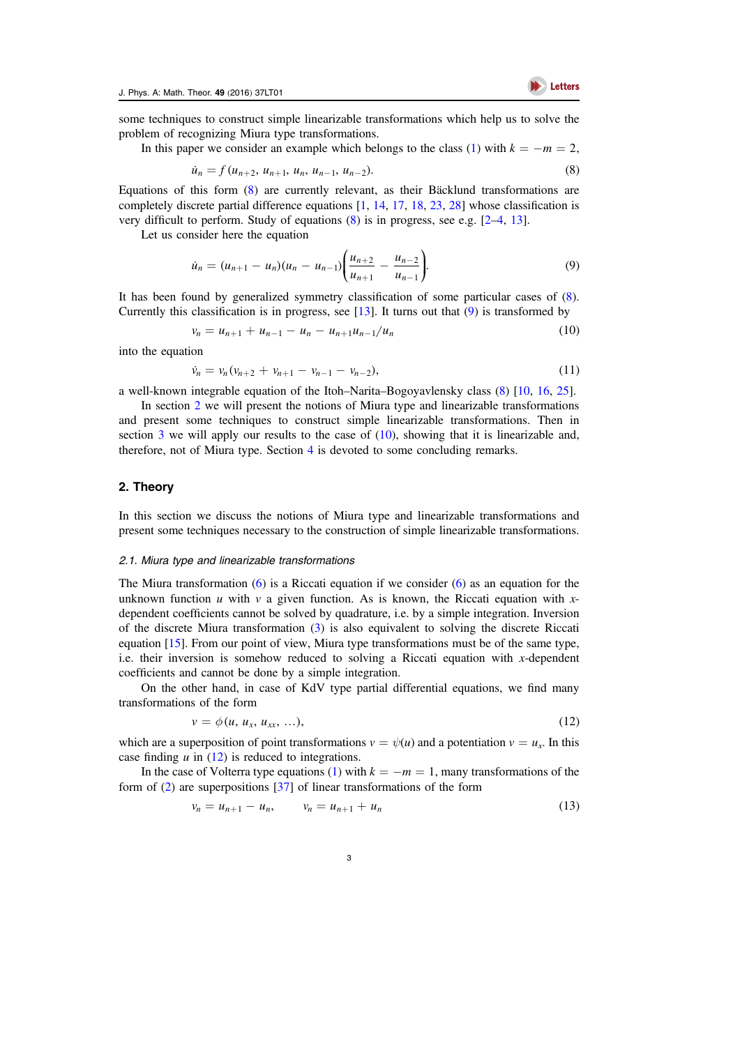some techniques to construct simple linearizable transformations which help us to solve the problem of recognizing Miura type transformations.

In this paper we consider an example which belongs to the class (1) with $k = -m = 2$,

$$\dot{u}_n = f(u_{n+2}, u_{n+1}, u_n, u_{n-1}, u_{n-2}). \tag{8}$$

Equations of this form (8) are currently relevant, as their Bäcklund transformations are completely discrete partial difference equations [1, 14, 17, 18, 23, 28] whose classification is very difficult to perform. Study of equations (8) is in progress, see e.g. [2–4, 13].

Let us consider here the equation

$$\dot{u}_n = (u_{n+1} - u_n)(u_n - u_{n-1})\left(\frac{u_{n+2}}{u_{n+1}} - \frac{u_{n-2}}{u_{n-1}}\right). \tag{9}$$

It has been found by generalized symmetry classification of some particular cases of (8). Currently this classification is in progress, see [13]. It turns out that (9) is transformed by

$$v_n = u_{n+1} + u_{n-1} - u_n - u_{n+1}u_{n-1}/u_n \tag{10}$$

into the equation

$$\dot{v}_n = v_n(v_{n+2} + v_{n+1} - v_{n-1} - v_{n-2}), \tag{11}$$

a well-known integrable equation of the Itoh–Narita–Bogoyavlensky class (8) [10, 16, 25].

In section 2 we will present the notions of Miura type and linearizable transformations and present some techniques to construct simple linearizable transformations. Then in section 3 we will apply our results to the case of (10), showing that it is linearizable and, therefore, not of Miura type. Section 4 is devoted to some concluding remarks.

## 2. Theory

In this section we discuss the notions of Miura type and linearizable transformations and present some techniques necessary to the construction of simple linearizable transformations.

### 2.1. Miura type and linearizable transformations

The Miura transformation (6) is a Riccati equation if we consider (6) as an equation for the unknown function $u$ with $v$ a given function. As is known, the Riccati equation with $x$-dependent coefficients cannot be solved by quadrature, i.e. by a simple integration. Inversion of the discrete Miura transformation (3) is also equivalent to solving the discrete Riccati equation [15]. From our point of view, Miura type transformations must be of the same type, i.e. their inversion is somehow reduced to solving a Riccati equation with $x$-dependent coefficients and cannot be done by a simple integration.

On the other hand, in case of KdV type partial differential equations, we find many transformations of the form

$$v = \phi(u, u_x, u_{xx}, \ldots), \tag{12}$$

which are a superposition of point transformations $v = \psi(u)$ and a potentiation $v = u_x$. In this case finding $u$ in (12) is reduced to integrations.

In the case of Volterra type equations (1) with $k = -m = 1$, many transformations of the form of (2) are superpositions [37] of linear transformations of the form

$$v_n = u_{n+1} - u_n, \qquad v_n = u_{n+1} + u_n \tag{13}$$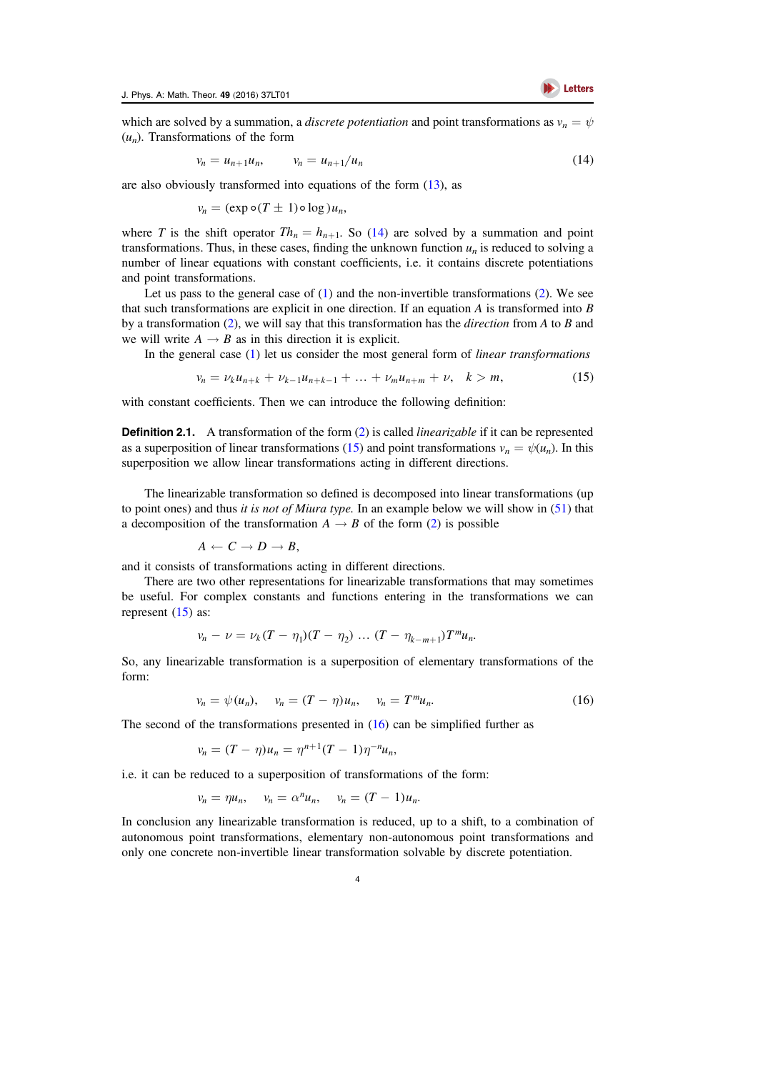which are solved by a summation, a *discrete potentiation* and point transformations as $v_n = \psi(u_n)$. Transformations of the form

$$v_n = u_{n+1}u_n, \qquad v_n = u_{n+1}/u_n \tag{14}$$

are also obviously transformed into equations of the form (13), as

$$v_n = (\exp \circ (T \pm 1) \circ \log) u_n,$$

where $T$ is the shift operator $Th_n = h_{n+1}$. So (14) are solved by a summation and point transformations. Thus, in these cases, finding the unknown function $u_n$ is reduced to solving a number of linear equations with constant coefficients, i.e. it contains discrete potentiations and point transformations.

Let us pass to the general case of (1) and the non-invertible transformations (2). We see that such transformations are explicit in one direction. If an equation $A$ is transformed into $B$ by a transformation (2), we will say that this transformation has the *direction* from $A$ to $B$ and we will write $A \to B$ as in this direction it is explicit.

In the general case (1) let us consider the most general form of *linear transformations*

$$v_n = \nu_k u_{n+k} + \nu_{k-1}u_{n+k-1} + \ldots + \nu_m u_{n+m} + \nu, \quad k > m, \tag{15}$$

with constant coefficients. Then we can introduce the following definition:

**Definition 2.1.** A transformation of the form (2) is called *linearizable* if it can be represented as a superposition of linear transformations (15) and point transformations $v_n = \psi(u_n)$. In this superposition we allow linear transformations acting in different directions.

The linearizable transformation so defined is decomposed into linear transformations (up to point ones) and thus *it is not of Miura type.* In an example below we will show in (51) that a decomposition of the transformation $A \to B$ of the form (2) is possible

$$A \leftarrow C \to D \to B,$$

and it consists of transformations acting in different directions.

There are two other representations for linearizable transformations that may sometimes be useful. For complex constants and functions entering in the transformations we can represent (15) as:

$$v_n - \nu = \nu_k (T - \eta_1)(T - \eta_2) \ldots (T - \eta_{k-m+1}) T^m u_n.$$

So, any linearizable transformation is a superposition of elementary transformations of the form:

$$v_n = \psi(u_n), \quad v_n = (T - \eta)u_n, \quad v_n = T^m u_n. \tag{16}$$

The second of the transformations presented in (16) can be simplified further as

$$v_n = (T - \eta)u_n = \eta^{n+1}(T - 1)\eta^{-n}u_n,$$

i.e. it can be reduced to a superposition of transformations of the form:

$$v_n = \eta u_n, \quad v_n = \alpha^n u_n, \quad v_n = (T - 1)u_n.$$

In conclusion any linearizable transformation is reduced, up to a shift, to a combination of autonomous point transformations, elementary non-autonomous point transformations and only one concrete non-invertible linear transformation solvable by discrete potentiation.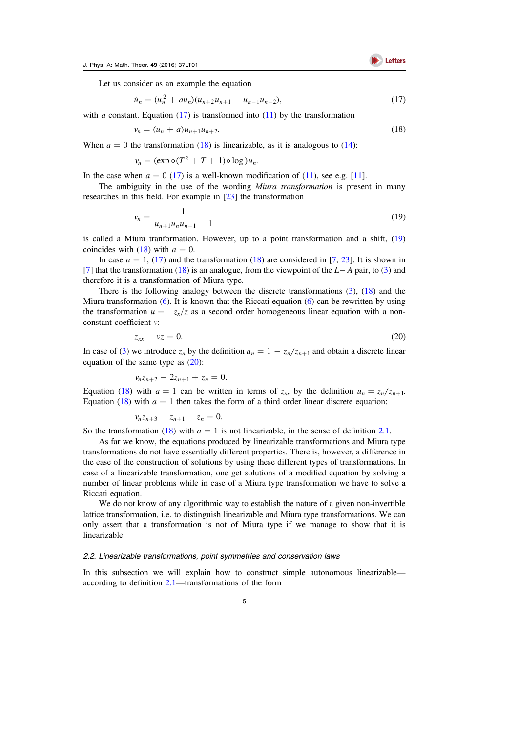Let us consider as an example the equation

$$\dot{u}_n = (u_n^2 + au_n)(u_{n+2}u_{n+1} - u_{n-1}u_{n-2}), \tag{17}$$

with $a$ constant. Equation (17) is transformed into (11) by the transformation

$$v_n = (u_n + a)u_{n+1}u_{n+2}. \tag{18}$$

When $a = 0$ the transformation (18) is linearizable, as it is analogous to (14):

$$v_n = (\exp \circ (T^2 + T + 1) \circ \log)u_n.$$

In the case when $a = 0$ (17) is a well-known modification of (11), see e.g. [11].

The ambiguity in the use of the wording *Miura transformation* is present in many researches in this field. For example in [23] the transformation

$$v_n = \frac{1}{u_{n+1}u_n u_{n-1} - 1} \tag{19}$$

is called a Miura tranformation. However, up to a point transformation and a shift, (19) coincides with (18) with $a = 0$.

In case $a = 1$, (17) and the transformation (18) are considered in [7, 23]. It is shown in [7] that the transformation (18) is an analogue, from the viewpoint of the $L-A$ pair, to (3) and therefore it is a transformation of Miura type.

There is the following analogy between the discrete transformations (3), (18) and the Miura transformation (6). It is known that the Riccati equation (6) can be rewritten by using the transformation $u = -z_x/z$ as a second order homogeneous linear equation with a non-constant coefficient $v$:

$$z_{xx} + vz = 0. \tag{20}$$

In case of (3) we introduce $z_n$ by the definition $u_n = 1 - z_n/z_{n+1}$ and obtain a discrete linear equation of the same type as (20):

$$v_n z_{n+2} - 2z_{n+1} + z_n = 0.$$

Equation (18) with $a = 1$ can be written in terms of $z_n$, by the definition $u_n = z_n/z_{n+1}$. Equation (18) with $a = 1$ then takes the form of a third order linear discrete equation:

$$v_n z_{n+3} - z_{n+1} - z_n = 0.$$

So the transformation (18) with $a = 1$ is not linearizable, in the sense of definition 2.1.

As far we know, the equations produced by linearizable transformations and Miura type transformations do not have essentially different properties. There is, however, a difference in the ease of the construction of solutions by using these different types of transformations. In case of a linearizable transformation, one get solutions of a modified equation by solving a number of linear problems while in case of a Miura type transformation we have to solve a Riccati equation.

We do not know of any algorithmic way to establish the nature of a given non-invertible lattice transformation, i.e. to distinguish linearizable and Miura type transformations. We can only assert that a transformation is not of Miura type if we manage to show that it is linearizable.

### *2.2. Linearizable transformations, point symmetries and conservation laws*

In this subsection we will explain how to construct simple autonomous linearizable—according to definition 2.1—transformations of the form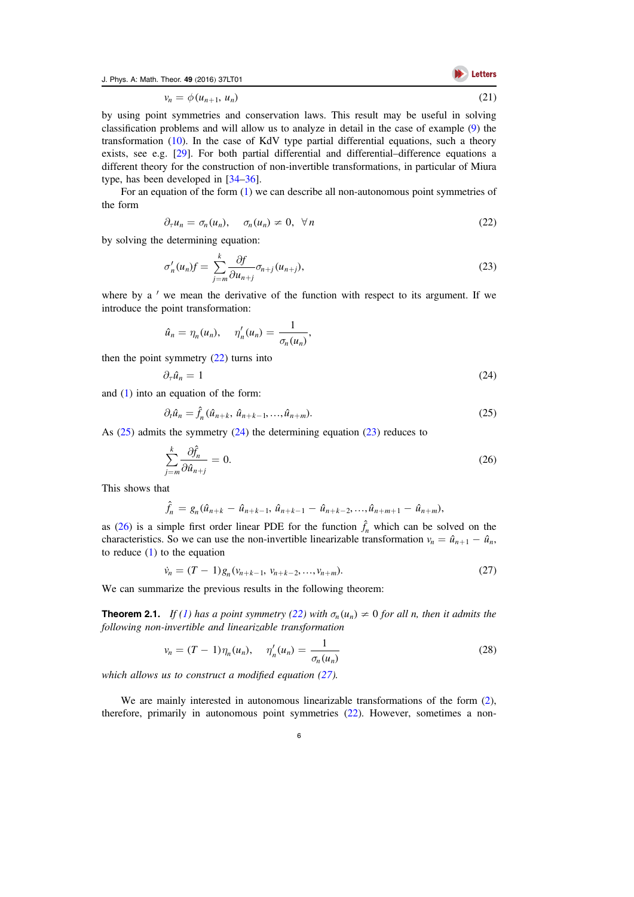$$v_n = \phi(u_{n+1}, u_n) \tag{21}$$

by using point symmetries and conservation laws. This result may be useful in solving classification problems and will allow us to analyze in detail in the case of example (9) the transformation (10). In the case of KdV type partial differential equations, such a theory exists, see e.g. [29]. For both partial differential and differential–difference equations a different theory for the construction of non-invertible transformations, in particular of Miura type, has been developed in [34–36].

For an equation of the form (1) we can describe all non-autonomous point symmetries of the form

$$\partial_\tau u_n = \sigma_n(u_n), \quad \sigma_n(u_n) \neq 0, \ \forall n \tag{22}$$

by solving the determining equation:

$$\sigma'_n(u_n) f = \sum_{j=m}^{k} \frac{\partial f}{\partial u_{n+j}} \sigma_{n+j}(u_{n+j}), \tag{23}$$

where by a $'$ we mean the derivative of the function with respect to its argument. If we introduce the point transformation:

$$\hat{u}_n = \eta_n(u_n), \quad \eta'_n(u_n) = \frac{1}{\sigma_n(u_n)},$$

then the point symmetry (22) turns into

$$\partial_\tau \hat{u}_n = 1 \tag{24}$$

and (1) into an equation of the form:

$$\partial_t \hat{u}_n = \hat{f}_n(\hat{u}_{n+k}, \hat{u}_{n+k-1}, \ldots, \hat{u}_{n+m}). \tag{25}$$

As (25) admits the symmetry (24) the determining equation (23) reduces to

$$\sum_{j=m}^{k} \frac{\partial \hat{f}_n}{\partial \hat{u}_{n+j}} = 0. \tag{26}$$

This shows that

$$\hat{f}_n = g_n(\hat{u}_{n+k} - \hat{u}_{n+k-1}, \hat{u}_{n+k-1} - \hat{u}_{n+k-2}, \ldots, \hat{u}_{n+m+1} - \hat{u}_{n+m}),$$

as (26) is a simple first order linear PDE for the function $\hat{f}_n$ which can be solved on the characteristics. So we can use the non-invertible linearizable transformation $v_n = \hat{u}_{n+1} - \hat{u}_n$, to reduce (1) to the equation

$$\dot{v}_n = (T - 1) g_n(v_{n+k-1}, v_{n+k-2}, \ldots, v_{n+m}). \tag{27}$$

We can summarize the previous results in the following theorem:

**Theorem 2.1.** *If (1) has a point symmetry (22) with $\sigma_n(u_n) \neq 0$ for all n, then it admits the following non-invertible and linearizable transformation*

$$v_n = (T - 1)\eta_n(u_n), \quad \eta'_n(u_n) = \frac{1}{\sigma_n(u_n)} \tag{28}$$

*which allows us to construct a modified equation (27).*

We are mainly interested in autonomous linearizable transformations of the form (2), therefore, primarily in autonomous point symmetries (22). However, sometimes a non-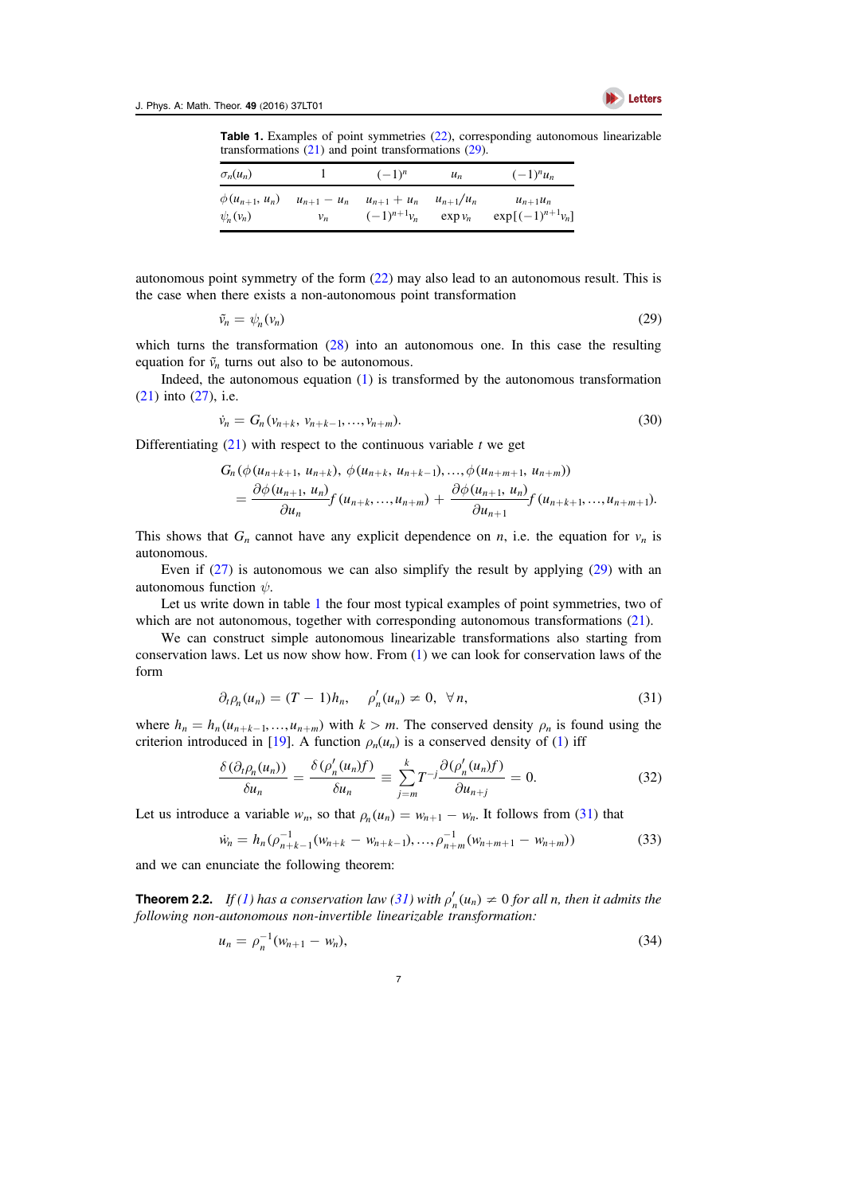**Table 1.** Examples of point symmetries (22), corresponding autonomous linearizable transformations (21) and point transformations (29).

| $\sigma_n(u_n)$ | $1$ | $(-1)^n$ | $u_n$ | $(-1)^n u_n$ |
|---|---|---|---|---|
| $\phi(u_{n+1}, u_n)$ | $u_{n+1} - u_n$ | $u_{n+1} + u_n$ | $u_{n+1}/u_n$ | $u_{n+1}u_n$ |
| $\psi_n(v_n)$ | $v_n$ | $(-1)^{n+1}v_n$ | $\exp v_n$ | $\exp[(-1)^{n+1}v_n]$ |

autonomous point symmetry of the form (22) may also lead to an autonomous result. This is the case when there exists a non-autonomous point transformation

$$\tilde{v}_n = \psi_n(v_n) \tag{29}$$

which turns the transformation (28) into an autonomous one. In this case the resulting equation for $\tilde{v}_n$ turns out also to be autonomous.

Indeed, the autonomous equation (1) is transformed by the autonomous transformation (21) into (27), i.e.

$$\dot{v}_n = G_n(v_{n+k}, v_{n+k-1}, \ldots, v_{n+m}). \tag{30}$$

Differentiating (21) with respect to the continuous variable $t$ we get

$$\begin{aligned}
&G_n(\phi(u_{n+k+1}, u_{n+k}), \phi(u_{n+k}, u_{n+k-1}), \ldots, \phi(u_{n+m+1}, u_{n+m}))\\
&\quad= \frac{\partial \phi(u_{n+1}, u_n)}{\partial u_n} f(u_{n+k}, \ldots, u_{n+m}) + \frac{\partial \phi(u_{n+1}, u_n)}{\partial u_{n+1}} f(u_{n+k+1}, \ldots, u_{n+m+1}).
\end{aligned}$$

This shows that $G_n$ cannot have any explicit dependence on $n$, i.e. the equation for $v_n$ is autonomous.

Even if (27) is autonomous we can also simplify the result by applying (29) with an autonomous function $\psi$.

Let us write down in table 1 the four most typical examples of point symmetries, two of which are not autonomous, together with corresponding autonomous transformations (21).

We can construct simple autonomous linearizable transformations also starting from conservation laws. Let us now show how. From (1) we can look for conservation laws of the form

$$\partial_t \rho_n(u_n) = (T-1)h_n, \quad \rho_n'(u_n) \neq 0, \ \forall n, \tag{31}$$

where $h_n = h_n(u_{n+k-1}, \ldots, u_{n+m})$ with $k > m$. The conserved density $\rho_n$ is found using the criterion introduced in [19]. A function $\rho_n(u_n)$ is a conserved density of (1) iff

$$\frac{\delta(\partial_t \rho_n(u_n))}{\delta u_n} = \frac{\delta(\rho_n'(u_n)f)}{\delta u_n} \equiv \sum_{j=m}^{k} T^{-j} \frac{\partial(\rho_n'(u_n)f)}{\partial u_{n+j}} = 0. \tag{32}$$

Let us introduce a variable $w_n$, so that $\rho_n(u_n) = w_{n+1} - w_n$. It follows from (31) that

$$\dot{w}_n = h_n(\rho_{n+k-1}^{-1}(w_{n+k} - w_{n+k-1}), \ldots, \rho_{n+m}^{-1}(w_{n+m+1} - w_{n+m})) \tag{33}$$

and we can enunciate the following theorem:

**Theorem 2.2.** *If (1) has a conservation law (31) with $\rho_n'(u_n) \neq 0$ for all n, then it admits the following non-autonomous non-invertible linearizable transformation:*

$$u_n = \rho_n^{-1}(w_{n+1} - w_n), \tag{34}$$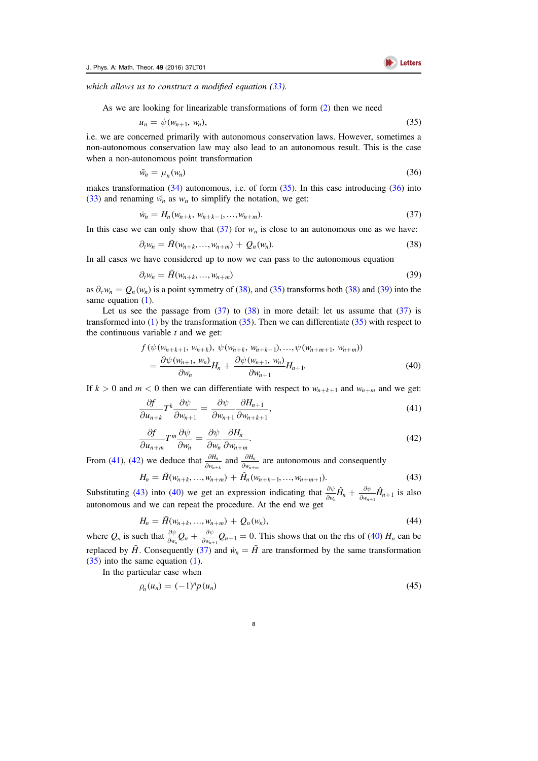*which allows us to construct a modified equation (33).*

As we are looking for linearizable transformations of form (2) then we need

$$u_n = \psi(w_{n+1}, w_n), \tag{35}$$

i.e. we are concerned primarily with autonomous conservation laws. However, sometimes a non-autonomous conservation law may also lead to an autonomous result. This is the case when a non-autonomous point transformation

$$\tilde{w}_n = \mu_n(w_n) \tag{36}$$

makes transformation (34) autonomous, i.e. of form (35). In this case introducing (36) into (33) and renaming $\tilde{w}_n$ as $w_n$ to simplify the notation, we get:

$$\dot{w}_n = H_n(w_{n+k}, w_{n+k-1}, \ldots, w_{n+m}). \tag{37}$$

In this case we can only show that (37) for $w_n$ is close to an autonomous one as we have:

$$\partial_t w_n = \tilde{H}(w_{n+k}, \ldots, w_{n+m}) + Q_n(w_n). \tag{38}$$

In all cases we have considered up to now we can pass to the autonomous equation

$$\partial_t w_n = \tilde{H}(w_{n+k}, \ldots, w_{n+m}) \tag{39}$$

as $\partial_\tau w_n = Q_n(w_n)$ is a point symmetry of (38), and (35) transforms both (38) and (39) into the same equation (1).

Let us see the passage from (37) to (38) in more detail: let us assume that (37) is transformed into (1) by the transformation (35). Then we can differentiate (35) with respect to the continuous variable $t$ and we get:

$$\begin{aligned} &f(\psi(w_{n+k+1}, w_{n+k}), \psi(w_{n+k}, w_{n+k-1}), \ldots, \psi(w_{n+m+1}, w_{n+m})) \\ &\quad = \frac{\partial \psi(w_{n+1}, w_n)}{\partial w_n} H_n + \frac{\partial \psi(w_{n+1}, w_n)}{\partial w_{n+1}} H_{n+1}. \end{aligned} \tag{40}$$

If $k > 0$ and $m < 0$ then we can differentiate with respect to $w_{n+k+1}$ and $w_{n+m}$ and we get:

$$\frac{\partial f}{\partial u_{n+k}} T^k \frac{\partial \psi}{\partial w_{n+1}} = \frac{\partial \psi}{\partial w_{n+1}} \frac{\partial H_{n+1}}{\partial w_{n+k+1}}, \tag{41}$$

$$\frac{\partial f}{\partial u_{n+m}} T^m \frac{\partial \psi}{\partial w_n} = \frac{\partial \psi}{\partial w_n} \frac{\partial H_n}{\partial w_{n+m}}. \tag{42}$$

From (41), (42) we deduce that $\frac{\partial H_n}{\partial w_{n+k}}$ and $\frac{\partial H_n}{\partial w_{n+m}}$ are autonomous and consequently

$$H_n = \tilde{H}(w_{n+k}, \ldots, w_{n+m}) + \hat{H}_n(w_{n+k-1}, \ldots, w_{n+m+1}). \tag{43}$$

Substituting (43) into (40) we get an expression indicating that $\frac{\partial \psi}{\partial w_n} \hat{H}_n + \frac{\partial \psi}{\partial w_{n+1}} \hat{H}_{n+1}$ is also autonomous and we can repeat the procedure. At the end we get

$$H_n = \tilde{H}(w_{n+k}, \ldots, w_{n+m}) + Q_n(w_n), \tag{44}$$

where $Q_n$ is such that $\frac{\partial \psi}{\partial w_n} Q_n + \frac{\partial \psi}{\partial w_{n+1}} Q_{n+1} = 0$. This shows that on the rhs of (40) $H_n$ can be replaced by $\tilde{H}$. Consequently (37) and $\dot{w}_n = \tilde{H}$ are transformed by the same transformation (35) into the same equation (1).

In the particular case when

$$\rho_n(u_n) = (-1)^n p(u_n) \tag{45}$$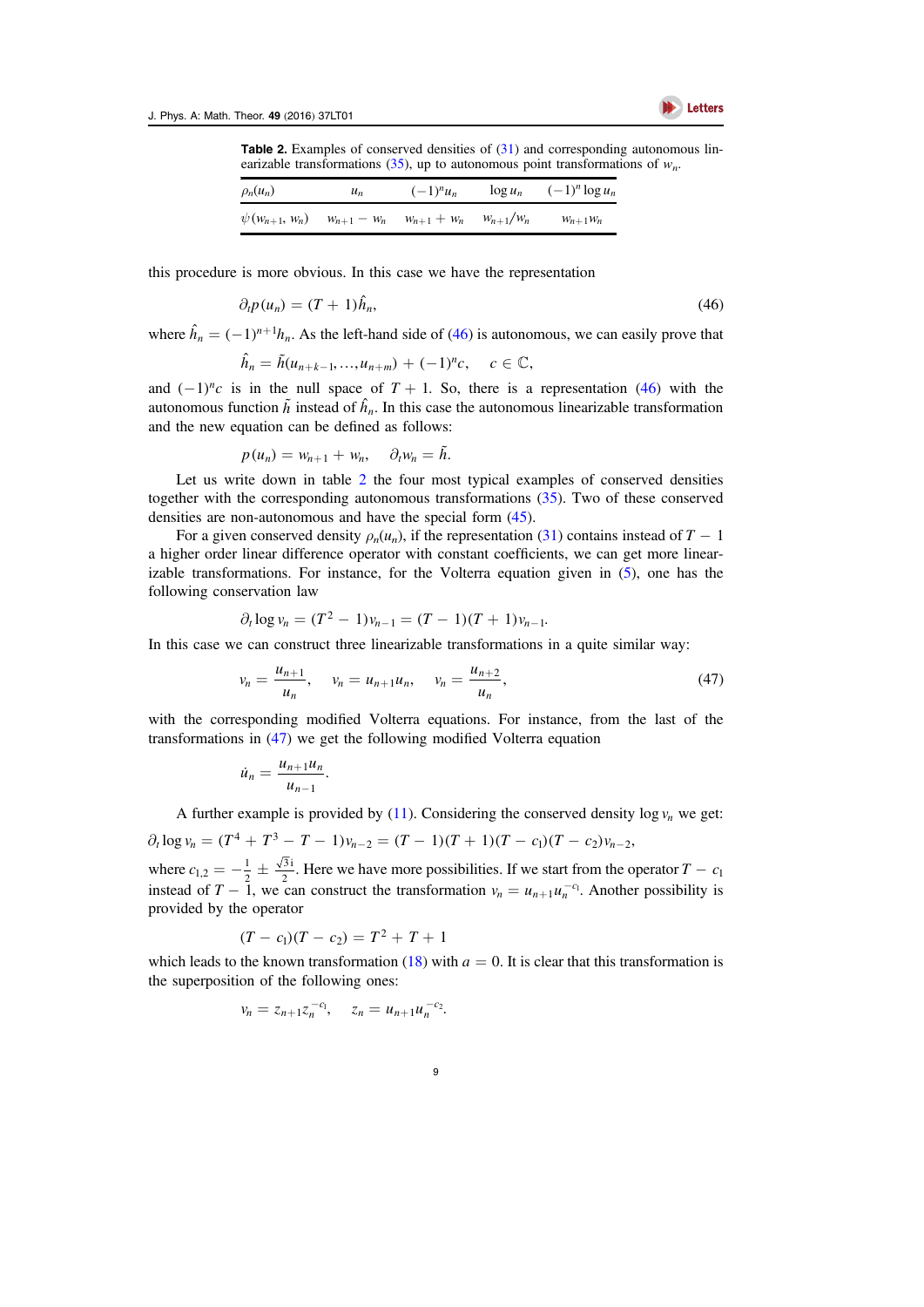**Table 2.** Examples of conserved densities of (31) and corresponding autonomous linearizable transformations (35), up to autonomous point transformations of $w_n$.

| $\rho_n(u_n)$ | $u_n$ | $(-1)^n u_n$ | $\log u_n$ | $(-1)^n \log u_n$ |
|---|---|---|---|---|
| $\psi(w_{n+1}, w_n)$ | $w_{n+1} - w_n$ | $w_{n+1} + w_n$ | $w_{n+1}/w_n$ | $w_{n+1} w_n$ |

this procedure is more obvious. In this case we have the representation

$$\partial_t p(u_n) = (T + 1)\hat{h}_n, \tag{46}$$

where $\hat{h}_n = (-1)^{n+1} h_n$. As the left-hand side of (46) is autonomous, we can easily prove that

$$\hat{h}_n = \tilde{h}(u_{n+k-1}, \ldots, u_{n+m}) + (-1)^n c, \quad c \in \mathbb{C},$$

and $(-1)^n c$ is in the null space of $T + 1$. So, there is a representation (46) with the autonomous function $\tilde{h}$ instead of $\hat{h}_n$. In this case the autonomous linearizable transformation and the new equation can be defined as follows:

$$p(u_n) = w_{n+1} + w_n, \quad \partial_t w_n = \tilde{h}.$$

Let us write down in table 2 the four most typical examples of conserved densities together with the corresponding autonomous transformations (35). Two of these conserved densities are non-autonomous and have the special form (45).

For a given conserved density $\rho_n(u_n)$, if the representation (31) contains instead of $T - 1$ a higher order linear difference operator with constant coefficients, we can get more linearizable transformations. For instance, for the Volterra equation given in (5), one has the following conservation law

$$\partial_t \log v_n = (T^2 - 1)v_{n-1} = (T - 1)(T + 1)v_{n-1}.$$

In this case we can construct three linearizable transformations in a quite similar way:

$$v_n = \frac{u_{n+1}}{u_n}, \quad v_n = u_{n+1} u_n, \quad v_n = \frac{u_{n+2}}{u_n}, \tag{47}$$

with the corresponding modified Volterra equations. For instance, from the last of the transformations in (47) we get the following modified Volterra equation

$$\dot{u}_n = \frac{u_{n+1} u_n}{u_{n-1}}.$$

A further example is provided by (11). Considering the conserved density $\log v_n$ we get:

$$\partial_t \log v_n = (T^4 + T^3 - T - 1)v_{n-2} = (T - 1)(T + 1)(T - c_1)(T - c_2)v_{n-2},$$

where $c_{1,2} = -\frac{1}{2} \pm \frac{\sqrt{3}\,\mathrm{i}}{2}$. Here we have more possibilities. If we start from the operator $T - c_1$ instead of $T - 1$, we can construct the transformation $v_n = u_{n+1} u_n^{-c_1}$. Another possibility is provided by the operator

$$(T - c_1)(T - c_2) = T^2 + T + 1$$

which leads to the known transformation (18) with $a = 0$. It is clear that this transformation is the superposition of the following ones:

$$v_n = z_{n+1} z_n^{-c_1}, \quad z_n = u_{n+1} u_n^{-c_2}.$$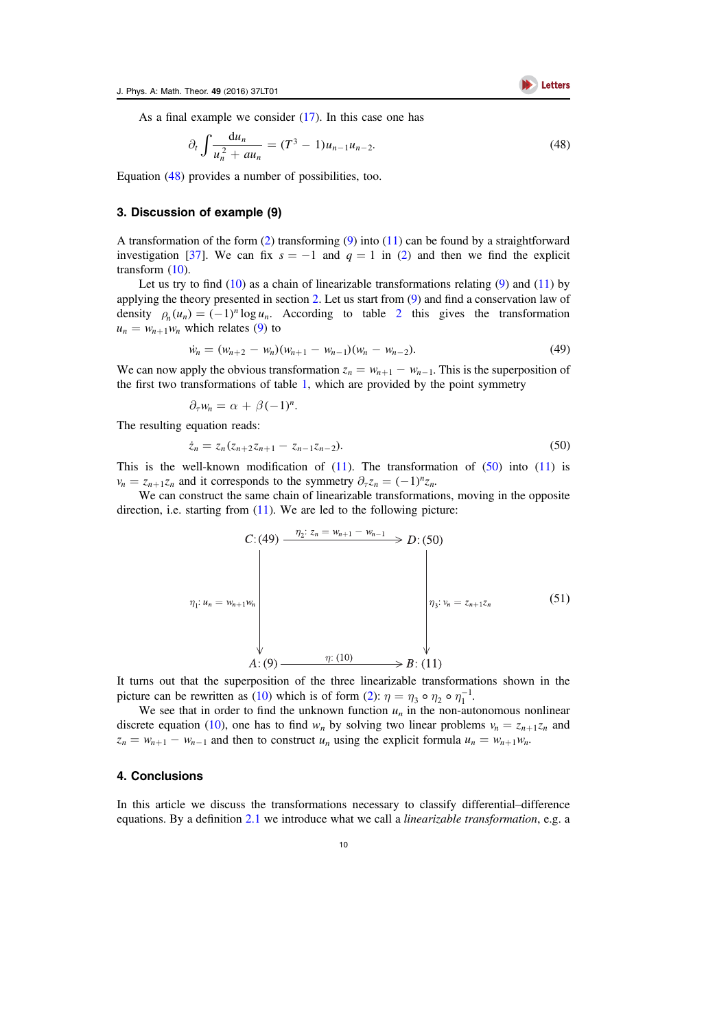As a final example we consider (17). In this case one has

$$\partial_t \int \frac{du_n}{u_n^2 + a u_n} = (T^3 - 1) u_{n-1} u_{n-2}. \tag{48}$$

Equation (48) provides a number of possibilities, too.

## 3. Discussion of example (9)

A transformation of the form (2) transforming (9) into (11) can be found by a straightforward investigation [37]. We can fix $s = -1$ and $q = 1$ in (2) and then we find the explicit transform (10).

Let us try to find (10) as a chain of linearizable transformations relating (9) and (11) by applying the theory presented in section 2. Let us start from (9) and find a conservation law of density $\rho_n(u_n) = (-1)^n \log u_n$. According to table 2 this gives the transformation $u_n = w_{n+1} w_n$ which relates (9) to

$$\dot{w}_n = (w_{n+2} - w_n)(w_{n+1} - w_{n-1})(w_n - w_{n-2}). \tag{49}$$

We can now apply the obvious transformation $z_n = w_{n+1} - w_{n-1}$. This is the superposition of the first two transformations of table 1, which are provided by the point symmetry

$$\partial_\tau w_n = \alpha + \beta (-1)^n.$$

The resulting equation reads:

$$\dot{z}_n = z_n (z_{n+2} z_{n+1} - z_{n-1} z_{n-2}). \tag{50}$$

This is the well-known modification of (11). The transformation of (50) into (11) is $v_n = z_{n+1} z_n$ and it corresponds to the symmetry $\partial_\tau z_n = (-1)^n z_n$.

We can construct the same chain of linearizable transformations, moving in the opposite direction, i.e. starting from (11). We are led to the following picture:

$$\begin{array}{ccc}
C: (49) & \xrightarrow{\ \eta_2:\ z_n = w_{n+1} - w_{n-1}\ } & D: (50) \\
\Big\downarrow {\scriptstyle \eta_1:\ u_n = w_{n+1} w_n} & & \Big\downarrow {\scriptstyle \eta_3:\ v_n = z_{n+1} z_n} \\
A: (9) & \xrightarrow{\ \eta:\ (10)\ } & B: (11)
\end{array} \tag{51}$$

It turns out that the superposition of the three linearizable transformations shown in the picture can be rewritten as (10) which is of form (2): $\eta = \eta_3 \circ \eta_2 \circ \eta_1^{-1}$.

We see that in order to find the unknown function $u_n$ in the non-autonomous nonlinear discrete equation (10), one has to find $w_n$ by solving two linear problems $v_n = z_{n+1} z_n$ and $z_n = w_{n+1} - w_{n-1}$ and then to construct $u_n$ using the explicit formula $u_n = w_{n+1} w_n$.

## 4. Conclusions

In this article we discuss the transformations necessary to classify differential–difference equations. By a definition 2.1 we introduce what we call a *linearizable transformation*, e.g. a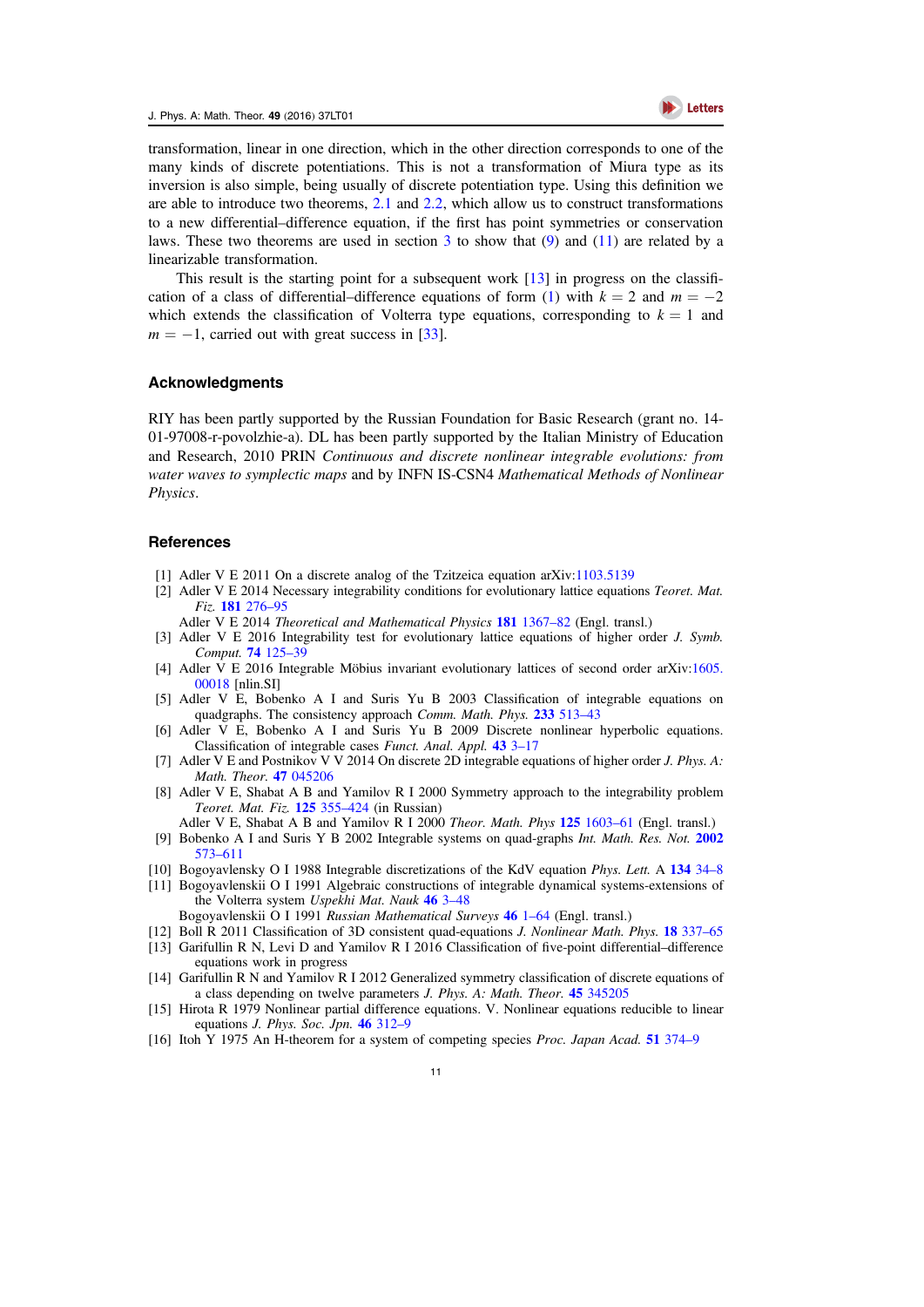transformation, linear in one direction, which in the other direction corresponds to one of the many kinds of discrete potentiations. This is not a transformation of Miura type as its inversion is also simple, being usually of discrete potentiation type. Using this definition we are able to introduce two theorems, 2.1 and 2.2, which allow us to construct transformations to a new differential–difference equation, if the first has point symmetries or conservation laws. These two theorems are used in section 3 to show that (9) and (11) are related by a linearizable transformation.

This result is the starting point for a subsequent work [13] in progress on the classification of a class of differential–difference equations of form (1) with $k = 2$ and $m = -2$ which extends the classification of Volterra type equations, corresponding to $k = 1$ and $m = -1$, carried out with great success in [33].

## Acknowledgments

RIY has been partly supported by the Russian Foundation for Basic Research (grant no. 14-01-97008-r-povolzhie-a). DL has been partly supported by the Italian Ministry of Education and Research, 2010 PRIN *Continuous and discrete nonlinear integrable evolutions: from water waves to symplectic maps* and by INFN IS-CSN4 *Mathematical Methods of Nonlinear Physics*.

## References

[1] Adler V E 2011 On a discrete analog of the Tzitzeica equation arXiv:1103.5139

[2] Adler V E 2014 Necessary integrability conditions for evolutionary lattice equations *Teoret. Mat. Fiz.* **181** 276–95
Adler V E 2014 *Theoretical and Mathematical Physics* **181** 1367–82 (Engl. transl.)

[3] Adler V E 2016 Integrability test for evolutionary lattice equations of higher order *J. Symb. Comput.* **74** 125–39

[4] Adler V E 2016 Integrable Möbius invariant evolutionary lattices of second order arXiv:1605.00018 [nlin.SI]

[5] Adler V E, Bobenko A I and Suris Yu B 2003 Classification of integrable equations on quadgraphs. The consistency approach *Comm. Math. Phys.* **233** 513–43

[6] Adler V E, Bobenko A I and Suris Yu B 2009 Discrete nonlinear hyperbolic equations. Classification of integrable cases *Funct. Anal. Appl.* **43** 3–17

[7] Adler V E and Postnikov V V 2014 On discrete 2D integrable equations of higher order *J. Phys. A: Math. Theor.* **47** 045206

[8] Adler V E, Shabat A B and Yamilov R I 2000 Symmetry approach to the integrability problem *Teoret. Mat. Fiz.* **125** 355–424 (in Russian)
Adler V E, Shabat A B and Yamilov R I 2000 *Theor. Math. Phys* **125** 1603–61 (Engl. transl.)

[9] Bobenko A I and Suris Y B 2002 Integrable systems on quad-graphs *Int. Math. Res. Not.* **2002** 573–611

[10] Bogoyavlensky O I 1988 Integrable discretizations of the KdV equation *Phys. Lett.* A **134** 34–8

[11] Bogoyavlenskii O I 1991 Algebraic constructions of integrable dynamical systems-extensions of the Volterra system *Uspekhi Mat. Nauk* **46** 3–48
Bogoyavlenskii O I 1991 *Russian Mathematical Surveys* **46** 1–64 (Engl. transl.)

[12] Boll R 2011 Classification of 3D consistent quad-equations *J. Nonlinear Math. Phys.* **18** 337–65

[13] Garifullin R N, Levi D and Yamilov R I 2016 Classification of five-point differential–difference equations work in progress

[14] Garifullin R N and Yamilov R I 2012 Generalized symmetry classification of discrete equations of a class depending on twelve parameters *J. Phys. A: Math. Theor.* **45** 345205

[15] Hirota R 1979 Nonlinear partial difference equations. V. Nonlinear equations reducible to linear equations *J. Phys. Soc. Jpn.* **46** 312–9

[16] Itoh Y 1975 An H-theorem for a system of competing species *Proc. Japan Acad.* **51** 374–9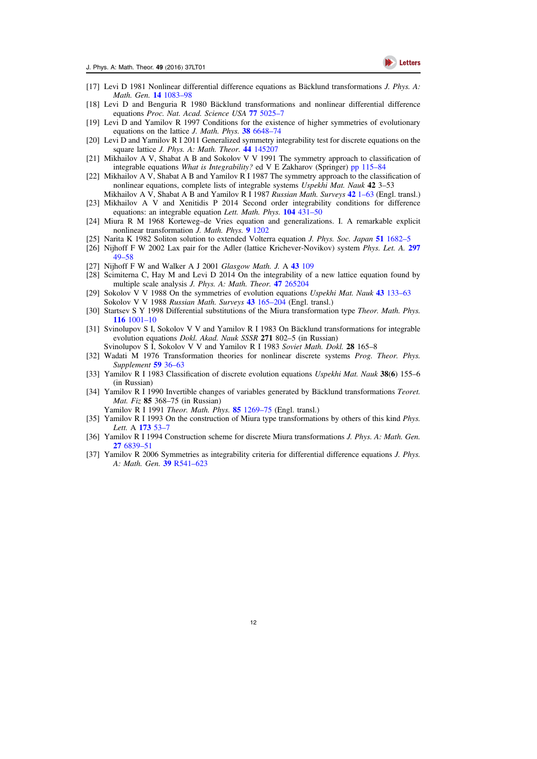[17] Levi D 1981 Nonlinear differential difference equations as Bäcklund transformations *J. Phys. A: Math. Gen.* **14** 1083–98

[18] Levi D and Benguria R 1980 Bäcklund transformations and nonlinear differential difference equations *Proc. Nat. Acad. Science USA* **77** 5025–7

[19] Levi D and Yamilov R 1997 Conditions for the existence of higher symmetries of evolutionary equations on the lattice *J. Math. Phys.* **38** 6648–74

[20] Levi D and Yamilov R I 2011 Generalized symmetry integrability test for discrete equations on the square lattice *J. Phys. A: Math. Theor.* **44** 145207

[21] Mikhailov A V, Shabat A B and Sokolov V V 1991 The symmetry approach to classification of integrable equations *What is Integrability?* ed V E Zakharov (Springer) pp 115–84

[22] Mikhailov A V, Shabat A B and Yamilov R I 1987 The symmetry approach to the classification of nonlinear equations, complete lists of integrable systems *Uspekhi Mat. Nauk* **42** 3–53
Mikhailov A V, Shabat A B and Yamilov R I 1987 *Russian Math. Surveys* **42** 1–63 (Engl. transl.)

[23] Mikhailov A V and Xenitidis P 2014 Second order integrability conditions for difference equations: an integrable equation *Lett. Math. Phys.* **104** 431–50

[24] Miura R M 1968 Korteweg–de Vries equation and generalizations. I. A remarkable explicit nonlinear transformation *J. Math. Phys.* **9** 1202

[25] Narita K 1982 Soliton solution to extended Volterra equation *J. Phys. Soc. Japan* **51** 1682–5

[26] Nijhoff F W 2002 Lax pair for the Adler (lattice Krichever-Novikov) system *Phys. Let. A.* **297** 49–58

[27] Nijhoff F W and Walker A J 2001 *Glasgow Math. J.* A **43** 109

[28] Scimiterna C, Hay M and Levi D 2014 On the integrability of a new lattice equation found by multiple scale analysis *J. Phys. A: Math. Theor.* **47** 265204

[29] Sokolov V V 1988 On the symmetries of evolution equations *Uspekhi Mat. Nauk* **43** 133–63
Sokolov V V 1988 *Russian Math. Surveys* **43** 165–204 (Engl. transl.)

[30] Startsev S Y 1998 Differential substitutions of the Miura transformation type *Theor. Math. Phys.* **116** 1001–10

[31] Svinolupov S I, Sokolov V V and Yamilov R I 1983 On Bäcklund transformations for integrable evolution equations *Dokl. Akad. Nauk SSSR* **271** 802–5 (in Russian)
Svinolupov S I, Sokolov V V and Yamilov R I 1983 *Soviet Math. Dokl.* **28** 165–8

[32] Wadati M 1976 Transformation theories for nonlinear discrete systems *Prog. Theor. Phys. Supplement* **59** 36–63

[33] Yamilov R I 1983 Classification of discrete evolution equations *Uspekhi Mat. Nauk* **38**(**6**) 155–6 (in Russian)

[34] Yamilov R I 1990 Invertible changes of variables generated by Bäcklund transformations *Teoret. Mat. Fiz* **85** 368–75 (in Russian)
Yamilov R I 1991 *Theor. Math. Phys.* **85** 1269–75 (Engl. transl.)

[35] Yamilov R I 1993 On the construction of Miura type transformations by others of this kind *Phys. Lett.* A **173** 53–7

[36] Yamilov R I 1994 Construction scheme for discrete Miura transformations *J. Phys. A: Math. Gen.* **27** 6839–51

[37] Yamilov R 2006 Symmetries as integrability criteria for differential difference equations *J. Phys. A: Math. Gen.* **39** R541–623